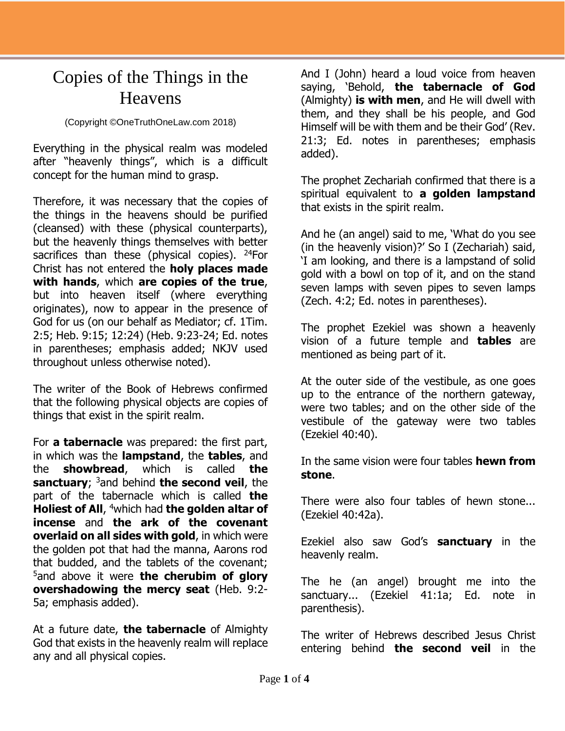# Copies of the Things in the Heavens

(Copyright ©OneTruthOneLaw.com 2018)

Everything in the physical realm was modeled after "heavenly things", which is a difficult concept for the human mind to grasp.

Therefore, it was necessary that the copies of the things in the heavens should be purified (cleansed) with these (physical counterparts), but the heavenly things themselves with better sacrifices than these (physical copies). [24]For Christ has not entered the **holy places made with hands**, which **are copies of the true**, but into heaven itself (where everything originates), now to appear in the presence of God for us (on our behalf as Mediator; cf. 1Tim. 2:5; Heb. 9:15; 12:24) (Heb. 9:23-24; Ed. notes in parentheses; emphasis added; NKJV used throughout unless otherwise noted).

The writer of the Book of Hebrews confirmed that the following physical objects are copies of things that exist in the spirit realm.

For **a tabernacle** was prepared: the first part, in which was the **lampstand**, the **tables**, and the **showbread**, which is called **the sanctuary**; [3]and behind **the second veil**, the part of the tabernacle which is called **the Holiest of All**, [4]which had **the golden altar of incense** and **the ark of the covenant overlaid on all sides with gold**, in which were the golden pot that had the manna, Aarons rod that budded, and the tablets of the covenant; [5]and above it were **the cherubim of glory overshadowing the mercy seat** (Heb. 9:2-5a; emphasis added).

At a future date, **the tabernacle** of Almighty God that exists in the heavenly realm will replace any and all physical copies.

And I (John) heard a loud voice from heaven saying, 'Behold, **the tabernacle of God** (Almighty) **is with men**, and He will dwell with them, and they shall be his people, and God Himself will be with them and be their God' (Rev. 21:3; Ed. notes in parentheses; emphasis added).

The prophet Zechariah confirmed that there is a spiritual equivalent to **a golden lampstand** that exists in the spirit realm.

And he (an angel) said to me, 'What do you see (in the heavenly vision)?' So I (Zechariah) said, 'I am looking, and there is a lampstand of solid gold with a bowl on top of it, and on the stand seven lamps with seven pipes to seven lamps (Zech. 4:2; Ed. notes in parentheses).

The prophet Ezekiel was shown a heavenly vision of a future temple and **tables** are mentioned as being part of it.

At the outer side of the vestibule, as one goes up to the entrance of the northern gateway, were two tables; and on the other side of the vestibule of the gateway were two tables (Ezekiel 40:40).

In the same vision were four tables **hewn from stone**.

There were also four tables of hewn stone... (Ezekiel 40:42a).

Ezekiel also saw God's **sanctuary** in the heavenly realm.

The he (an angel) brought me into the sanctuary... (Ezekiel 41:1a; Ed. note in parenthesis).

The writer of Hebrews described Jesus Christ entering behind **the second veil** in the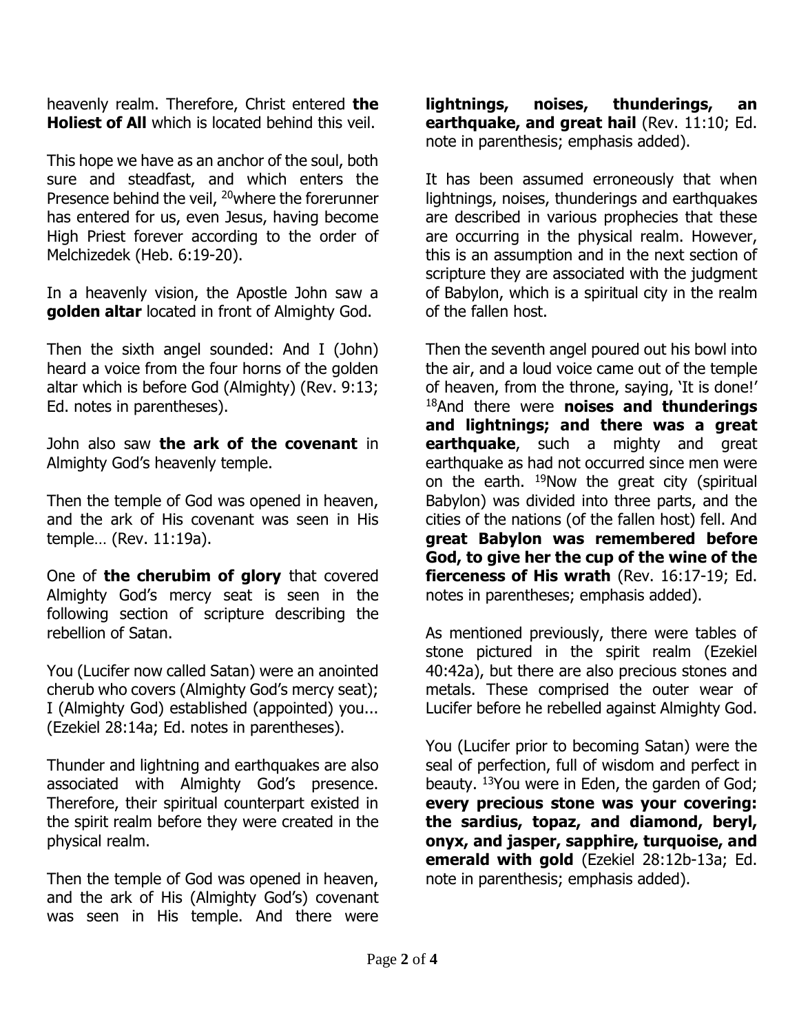heavenly realm. Therefore, Christ entered **the Holiest of All** which is located behind this veil.

This hope we have as an anchor of the soul, both sure and steadfast, and which enters the Presence behind the veil, [20]where the forerunner has entered for us, even Jesus, having become High Priest forever according to the order of Melchizedek (Heb. 6:19-20).

In a heavenly vision, the Apostle John saw a **golden altar** located in front of Almighty God.

Then the sixth angel sounded: And I (John) heard a voice from the four horns of the golden altar which is before God (Almighty) (Rev. 9:13; Ed. notes in parentheses).

John also saw **the ark of the covenant** in Almighty God's heavenly temple.

Then the temple of God was opened in heaven, and the ark of His covenant was seen in His temple… (Rev. 11:19a).

One of **the cherubim of glory** that covered Almighty God's mercy seat is seen in the following section of scripture describing the rebellion of Satan.

You (Lucifer now called Satan) were an anointed cherub who covers (Almighty God's mercy seat); I (Almighty God) established (appointed) you... (Ezekiel 28:14a; Ed. notes in parentheses).

Thunder and lightning and earthquakes are also associated with Almighty God's presence. Therefore, their spiritual counterpart existed in the spirit realm before they were created in the physical realm.

Then the temple of God was opened in heaven, and the ark of His (Almighty God's) covenant was seen in His temple. And there were **lightnings, noises, thunderings, an earthquake, and great hail** (Rev. 11:10; Ed. note in parenthesis; emphasis added).

It has been assumed erroneously that when lightnings, noises, thunderings and earthquakes are described in various prophecies that these are occurring in the physical realm. However, this is an assumption and in the next section of scripture they are associated with the judgment of Babylon, which is a spiritual city in the realm of the fallen host.

Then the seventh angel poured out his bowl into the air, and a loud voice came out of the temple of heaven, from the throne, saying, 'It is done!' [18]And there were **noises and thunderings and lightnings; and there was a great earthquake**, such a mighty and great earthquake as had not occurred since men were on the earth. [19]Now the great city (spiritual Babylon) was divided into three parts, and the cities of the nations (of the fallen host) fell. And **great Babylon was remembered before God, to give her the cup of the wine of the fierceness of His wrath** (Rev. 16:17-19; Ed. notes in parentheses; emphasis added).

As mentioned previously, there were tables of stone pictured in the spirit realm (Ezekiel 40:42a), but there are also precious stones and metals. These comprised the outer wear of Lucifer before he rebelled against Almighty God.

You (Lucifer prior to becoming Satan) were the seal of perfection, full of wisdom and perfect in beauty. [13]You were in Eden, the garden of God; **every precious stone was your covering: the sardius, topaz, and diamond, beryl, onyx, and jasper, sapphire, turquoise, and emerald with gold** (Ezekiel 28:12b-13a; Ed. note in parenthesis; emphasis added).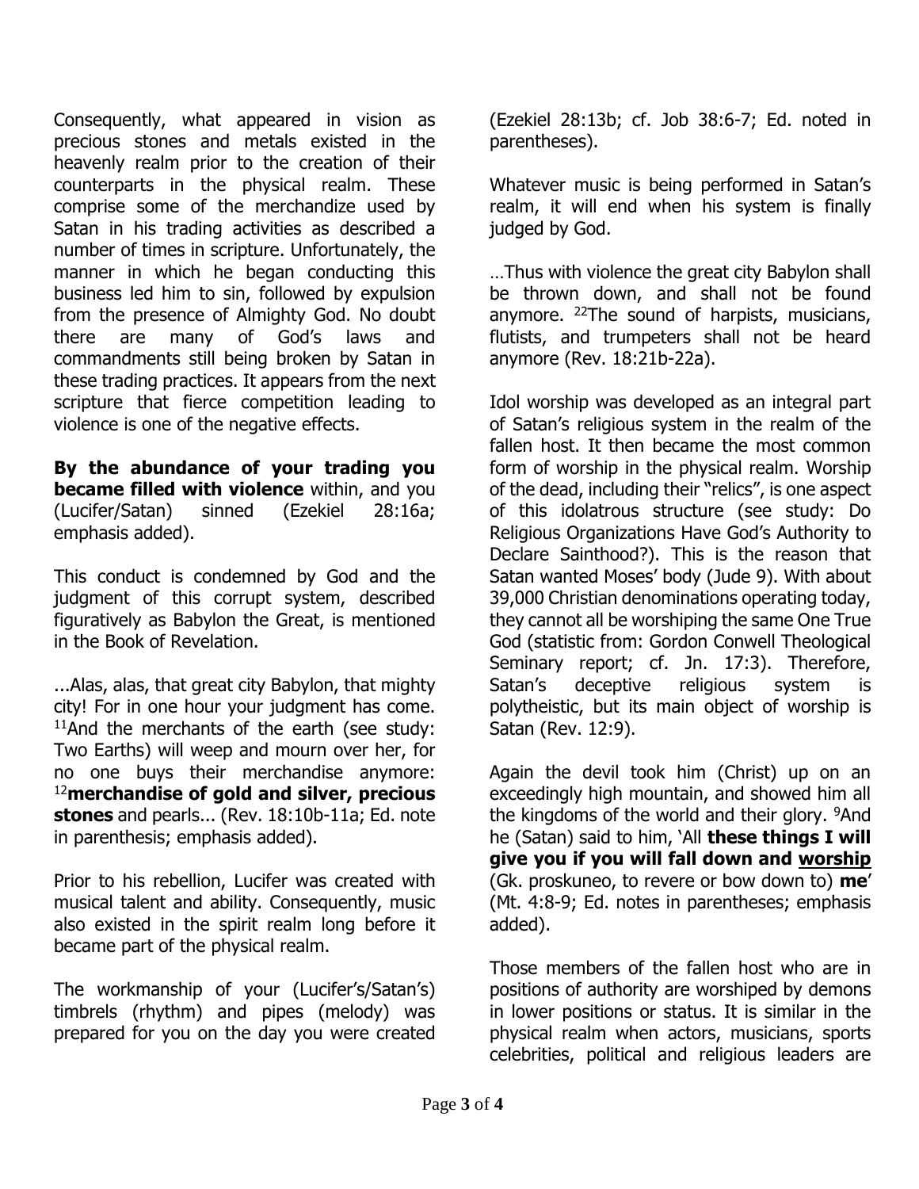Consequently, what appeared in vision as precious stones and metals existed in the heavenly realm prior to the creation of their counterparts in the physical realm. These comprise some of the merchandize used by Satan in his trading activities as described a number of times in scripture. Unfortunately, the manner in which he began conducting this business led him to sin, followed by expulsion from the presence of Almighty God. No doubt there are many of God's laws and commandments still being broken by Satan in these trading practices. It appears from the next scripture that fierce competition leading to violence is one of the negative effects.

**By the abundance of your trading you became filled with violence** within, and you (Lucifer/Satan) sinned (Ezekiel 28:16a; emphasis added).

This conduct is condemned by God and the judgment of this corrupt system, described figuratively as Babylon the Great, is mentioned in the Book of Revelation.

...Alas, alas, that great city Babylon, that mighty city! For in one hour your judgment has come. [11]And the merchants of the earth (see study: Two Earths) will weep and mourn over her, for no one buys their merchandise anymore: [12]**merchandise of gold and silver, precious stones** and pearls... (Rev. 18:10b-11a; Ed. note in parenthesis; emphasis added).

Prior to his rebellion, Lucifer was created with musical talent and ability. Consequently, music also existed in the spirit realm long before it became part of the physical realm.

The workmanship of your (Lucifer's/Satan's) timbrels (rhythm) and pipes (melody) was prepared for you on the day you were created (Ezekiel 28:13b; cf. Job 38:6-7; Ed. noted in parentheses).

Whatever music is being performed in Satan's realm, it will end when his system is finally judged by God.

…Thus with violence the great city Babylon shall be thrown down, and shall not be found anymore. [22]The sound of harpists, musicians, flutists, and trumpeters shall not be heard anymore (Rev. 18:21b-22a).

Idol worship was developed as an integral part of Satan's religious system in the realm of the fallen host. It then became the most common form of worship in the physical realm. Worship of the dead, including their "relics", is one aspect of this idolatrous structure (see study: Do Religious Organizations Have God's Authority to Declare Sainthood?). This is the reason that Satan wanted Moses' body (Jude 9). With about 39,000 Christian denominations operating today, they cannot all be worshiping the same One True God (statistic from: Gordon Conwell Theological Seminary report; cf. Jn. 17:3). Therefore, Satan's deceptive religious system is polytheistic, but its main object of worship is Satan (Rev. 12:9).

Again the devil took him (Christ) up on an exceedingly high mountain, and showed him all the kingdoms of the world and their glory. [9]And he (Satan) said to him, 'All **these things I will give you if you will fall down and <u>worship</u>** (Gk. proskuneo, to revere or bow down to) **me**' (Mt. 4:8-9; Ed. notes in parentheses; emphasis added).

Those members of the fallen host who are in positions of authority are worshiped by demons in lower positions or status. It is similar in the physical realm when actors, musicians, sports celebrities, political and religious leaders are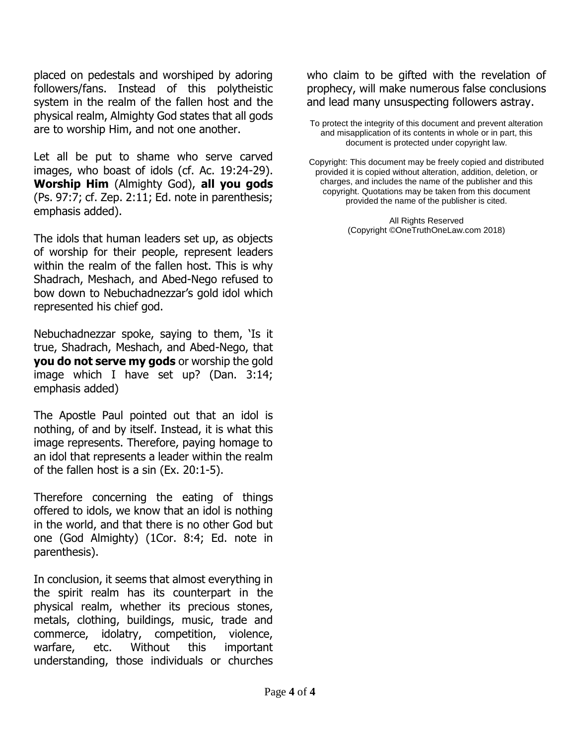placed on pedestals and worshiped by adoring followers/fans. Instead of this polytheistic system in the realm of the fallen host and the physical realm, Almighty God states that all gods are to worship Him, and not one another.

Let all be put to shame who serve carved images, who boast of idols (cf. Ac. 19:24-29). **Worship Him** (Almighty God), **all you gods** (Ps. 97:7; cf. Zep. 2:11; Ed. note in parenthesis; emphasis added).

The idols that human leaders set up, as objects of worship for their people, represent leaders within the realm of the fallen host. This is why Shadrach, Meshach, and Abed-Nego refused to bow down to Nebuchadnezzar's gold idol which represented his chief god.

Nebuchadnezzar spoke, saying to them, 'Is it true, Shadrach, Meshach, and Abed-Nego, that **you do not serve my gods** or worship the gold image which I have set up? (Dan. 3:14; emphasis added)

The Apostle Paul pointed out that an idol is nothing, of and by itself. Instead, it is what this image represents. Therefore, paying homage to an idol that represents a leader within the realm of the fallen host is a sin (Ex. 20:1-5).

Therefore concerning the eating of things offered to idols, we know that an idol is nothing in the world, and that there is no other God but one (God Almighty) (1Cor. 8:4; Ed. note in parenthesis).

In conclusion, it seems that almost everything in the spirit realm has its counterpart in the physical realm, whether its precious stones, metals, clothing, buildings, music, trade and commerce, idolatry, competition, violence, warfare, etc. Without this important understanding, those individuals or churches who claim to be gifted with the revelation of prophecy, will make numerous false conclusions and lead many unsuspecting followers astray.

To protect the integrity of this document and prevent alteration and misapplication of its contents in whole or in part, this document is protected under copyright law.

Copyright: This document may be freely copied and distributed provided it is copied without alteration, addition, deletion, or charges, and includes the name of the publisher and this copyright. Quotations may be taken from this document provided the name of the publisher is cited.

All Rights Reserved
(Copyright ©OneTruthOneLaw.com 2018)